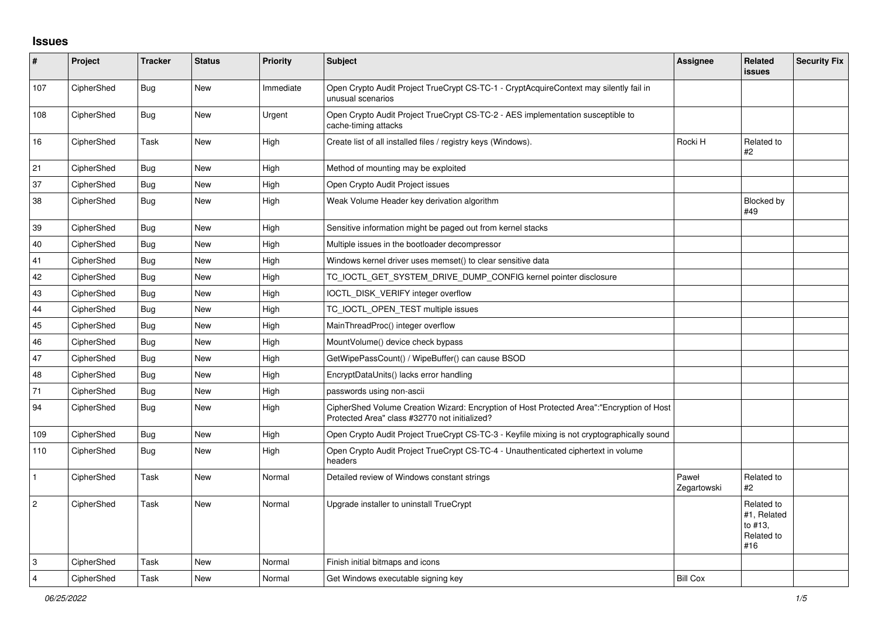# Issues

| # | Project | Tracker | Status | Priority | Subject | Assignee | Related issues | Security Fix |
|---|---|---|---|---|---|---|---|---|
| 107 | CipherShed | Bug | New | Immediate | Open Crypto Audit Project TrueCrypt CS-TC-1 - CryptAcquireContext may silently fail in unusual scenarios | | | |
| 108 | CipherShed | Bug | New | Urgent | Open Crypto Audit Project TrueCrypt CS-TC-2 - AES implementation susceptible to cache-timing attacks | | | |
| 16 | CipherShed | Task | New | High | Create list of all installed files / registry keys (Windows). | Rocki H | Related to #2 | |
| 21 | CipherShed | Bug | New | High | Method of mounting may be exploited | | | |
| 37 | CipherShed | Bug | New | High | Open Crypto Audit Project issues | | | |
| 38 | CipherShed | Bug | New | High | Weak Volume Header key derivation algorithm | | Blocked by #49 | |
| 39 | CipherShed | Bug | New | High | Sensitive information might be paged out from kernel stacks | | | |
| 40 | CipherShed | Bug | New | High | Multiple issues in the bootloader decompressor | | | |
| 41 | CipherShed | Bug | New | High | Windows kernel driver uses memset() to clear sensitive data | | | |
| 42 | CipherShed | Bug | New | High | TC_IOCTL_GET_SYSTEM_DRIVE_DUMP_CONFIG kernel pointer disclosure | | | |
| 43 | CipherShed | Bug | New | High | IOCTL_DISK_VERIFY integer overflow | | | |
| 44 | CipherShed | Bug | New | High | TC_IOCTL_OPEN_TEST multiple issues | | | |
| 45 | CipherShed | Bug | New | High | MainThreadProc() integer overflow | | | |
| 46 | CipherShed | Bug | New | High | MountVolume() device check bypass | | | |
| 47 | CipherShed | Bug | New | High | GetWipePassCount() / WipeBuffer() can cause BSOD | | | |
| 48 | CipherShed | Bug | New | High | EncryptDataUnits() lacks error handling | | | |
| 71 | CipherShed | Bug | New | High | passwords using non-ascii | | | |
| 94 | CipherShed | Bug | New | High | CipherShed Volume Creation Wizard: Encryption of Host Protected Area":"Encryption of Host Protected Area" class #32770 not initialized? | | | |
| 109 | CipherShed | Bug | New | High | Open Crypto Audit Project TrueCrypt CS-TC-3 - Keyfile mixing is not cryptographically sound | | | |
| 110 | CipherShed | Bug | New | High | Open Crypto Audit Project TrueCrypt CS-TC-4 - Unauthenticated ciphertext in volume headers | | | |
| 1 | CipherShed | Task | New | Normal | Detailed review of Windows constant strings | Paweł Zegartowski | Related to #2 | |
| 2 | CipherShed | Task | New | Normal | Upgrade installer to uninstall TrueCrypt | | Related to #1, Related to #13, Related to #16 | |
| 3 | CipherShed | Task | New | Normal | Finish initial bitmaps and icons | | | |
| 4 | CipherShed | Task | New | Normal | Get Windows executable signing key | Bill Cox | | |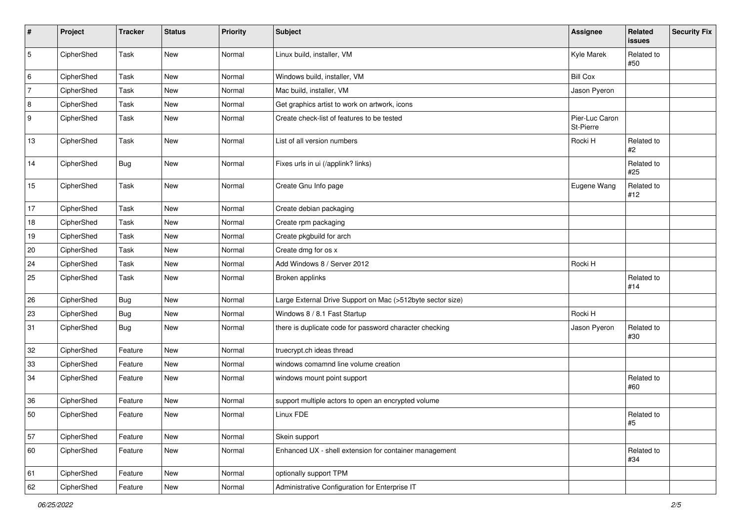| # | Project | Tracker | Status | Priority | Subject | Assignee | Related issues | Security Fix |
|---|---|---|---|---|---|---|---|---|
| 5 | CipherShed | Task | New | Normal | Linux build, installer, VM | Kyle Marek | Related to #50 | |
| 6 | CipherShed | Task | New | Normal | Windows build, installer, VM | Bill Cox | | |
| 7 | CipherShed | Task | New | Normal | Mac build, installer, VM | Jason Pyeron | | |
| 8 | CipherShed | Task | New | Normal | Get graphics artist to work on artwork, icons | | | |
| 9 | CipherShed | Task | New | Normal | Create check-list of features to be tested | Pier-Luc Caron St-Pierre | | |
| 13 | CipherShed | Task | New | Normal | List of all version numbers | Rocki H | Related to #2 | |
| 14 | CipherShed | Bug | New | Normal | Fixes urls in ui (/applink? links) | | Related to #25 | |
| 15 | CipherShed | Task | New | Normal | Create Gnu Info page | Eugene Wang | Related to #12 | |
| 17 | CipherShed | Task | New | Normal | Create debian packaging | | | |
| 18 | CipherShed | Task | New | Normal | Create rpm packaging | | | |
| 19 | CipherShed | Task | New | Normal | Create pkgbuild for arch | | | |
| 20 | CipherShed | Task | New | Normal | Create dmg for os x | | | |
| 24 | CipherShed | Task | New | Normal | Add Windows 8 / Server 2012 | Rocki H | | |
| 25 | CipherShed | Task | New | Normal | Broken applinks | | Related to #14 | |
| 26 | CipherShed | Bug | New | Normal | Large External Drive Support on Mac (>512byte sector size) | | | |
| 23 | CipherShed | Bug | New | Normal | Windows 8 / 8.1 Fast Startup | Rocki H | | |
| 31 | CipherShed | Bug | New | Normal | there is duplicate code for password character checking | Jason Pyeron | Related to #30 | |
| 32 | CipherShed | Feature | New | Normal | truecrypt.ch ideas thread | | | |
| 33 | CipherShed | Feature | New | Normal | windows comamnd line volume creation | | | |
| 34 | CipherShed | Feature | New | Normal | windows mount point support | | Related to #60 | |
| 36 | CipherShed | Feature | New | Normal | support multiple actors to open an encrypted volume | | | |
| 50 | CipherShed | Feature | New | Normal | Linux FDE | | Related to #5 | |
| 57 | CipherShed | Feature | New | Normal | Skein support | | | |
| 60 | CipherShed | Feature | New | Normal | Enhanced UX - shell extension for container management | | Related to #34 | |
| 61 | CipherShed | Feature | New | Normal | optionally support TPM | | | |
| 62 | CipherShed | Feature | New | Normal | Administrative Configuration for Enterprise IT | | | |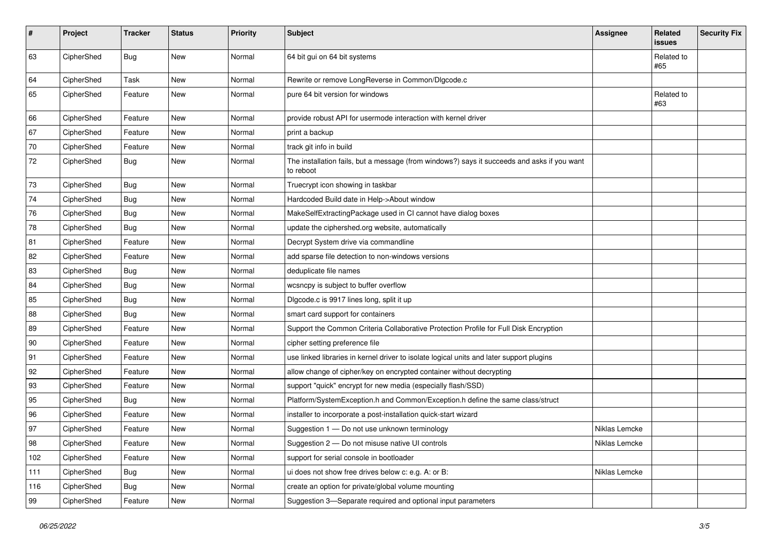| # | Project | Tracker | Status | Priority | Subject | Assignee | Related issues | Security Fix |
|---|---|---|---|---|---|---|---|---|
| 63 | CipherShed | Bug | New | Normal | 64 bit gui on 64 bit systems | | Related to #65 | |
| 64 | CipherShed | Task | New | Normal | Rewrite or remove LongReverse in Common/Dlgcode.c | | | |
| 65 | CipherShed | Feature | New | Normal | pure 64 bit version for windows | | Related to #63 | |
| 66 | CipherShed | Feature | New | Normal | provide robust API for usermode interaction with kernel driver | | | |
| 67 | CipherShed | Feature | New | Normal | print a backup | | | |
| 70 | CipherShed | Feature | New | Normal | track git info in build | | | |
| 72 | CipherShed | Bug | New | Normal | The installation fails, but a message (from windows?) says it succeeds and asks if you want to reboot | | | |
| 73 | CipherShed | Bug | New | Normal | Truecrypt icon showing in taskbar | | | |
| 74 | CipherShed | Bug | New | Normal | Hardcoded Build date in Help->About window | | | |
| 76 | CipherShed | Bug | New | Normal | MakeSelfExtractingPackage used in CI cannot have dialog boxes | | | |
| 78 | CipherShed | Bug | New | Normal | update the ciphershed.org website, automatically | | | |
| 81 | CipherShed | Feature | New | Normal | Decrypt System drive via commandline | | | |
| 82 | CipherShed | Feature | New | Normal | add sparse file detection to non-windows versions | | | |
| 83 | CipherShed | Bug | New | Normal | deduplicate file names | | | |
| 84 | CipherShed | Bug | New | Normal | wcsncpy is subject to buffer overflow | | | |
| 85 | CipherShed | Bug | New | Normal | Dlgcode.c is 9917 lines long, split it up | | | |
| 88 | CipherShed | Bug | New | Normal | smart card support for containers | | | |
| 89 | CipherShed | Feature | New | Normal | Support the Common Criteria Collaborative Protection Profile for Full Disk Encryption | | | |
| 90 | CipherShed | Feature | New | Normal | cipher setting preference file | | | |
| 91 | CipherShed | Feature | New | Normal | use linked libraries in kernel driver to isolate logical units and later support plugins | | | |
| 92 | CipherShed | Feature | New | Normal | allow change of cipher/key on encrypted container without decrypting | | | |
| 93 | CipherShed | Feature | New | Normal | support "quick" encrypt for new media (especially flash/SSD) | | | |
| 95 | CipherShed | Bug | New | Normal | Platform/SystemException.h and Common/Exception.h define the same class/struct | | | |
| 96 | CipherShed | Feature | New | Normal | installer to incorporate a post-installation quick-start wizard | | | |
| 97 | CipherShed | Feature | New | Normal | Suggestion 1 — Do not use unknown terminology | Niklas Lemcke | | |
| 98 | CipherShed | Feature | New | Normal | Suggestion 2 — Do not misuse native UI controls | Niklas Lemcke | | |
| 102 | CipherShed | Feature | New | Normal | support for serial console in bootloader | | | |
| 111 | CipherShed | Bug | New | Normal | ui does not show free drives below c: e.g. A: or B: | Niklas Lemcke | | |
| 116 | CipherShed | Bug | New | Normal | create an option for private/global volume mounting | | | |
| 99 | CipherShed | Feature | New | Normal | Suggestion 3—Separate required and optional input parameters | | | |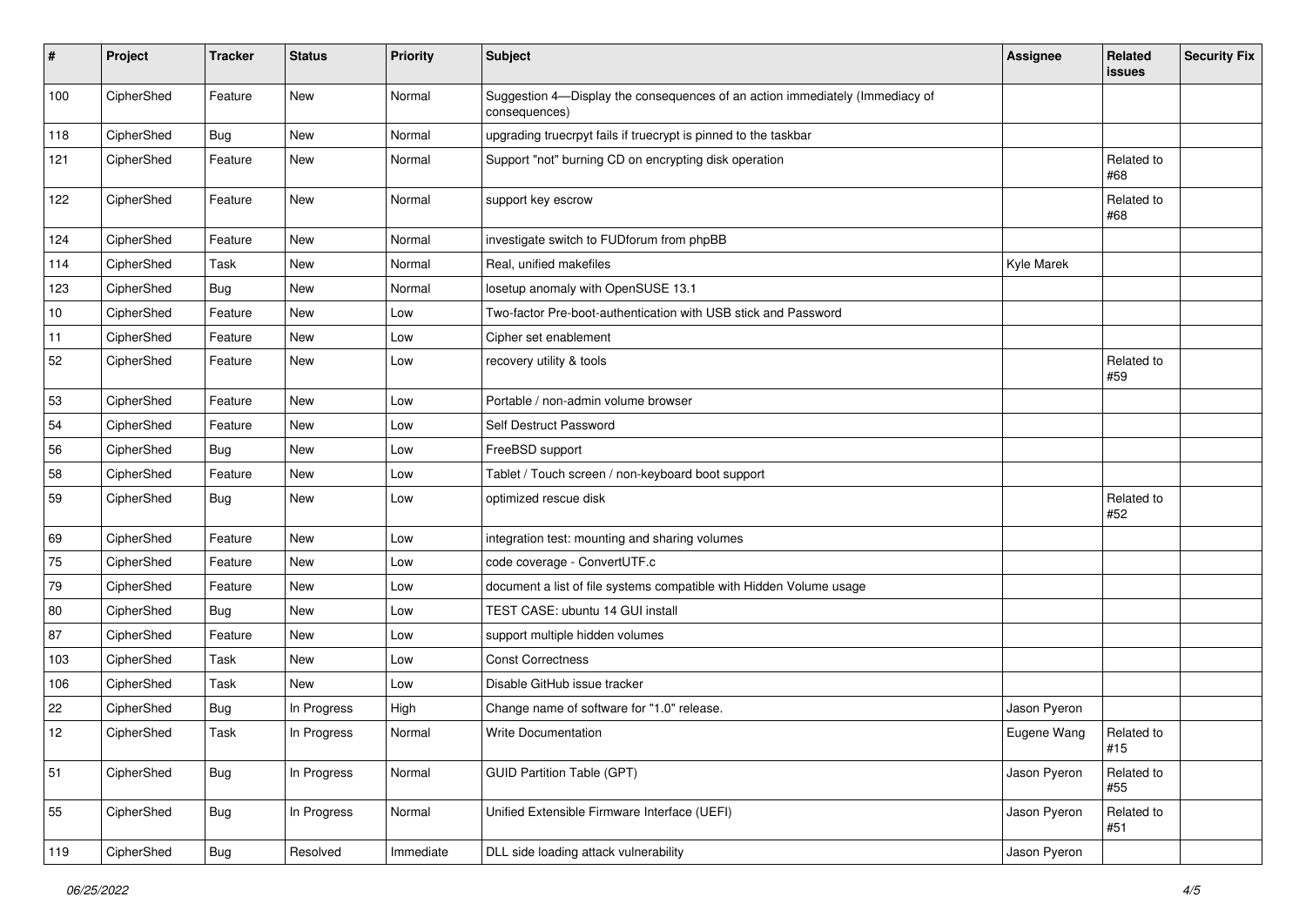| # | Project | Tracker | Status | Priority | Subject | Assignee | Related issues | Security Fix |
|---|---|---|---|---|---|---|---|---|
| 100 | CipherShed | Feature | New | Normal | Suggestion 4—Display the consequences of an action immediately (Immediacy of consequences) | | | |
| 118 | CipherShed | Bug | New | Normal | upgrading truecrpyt fails if truecrypt is pinned to the taskbar | | | |
| 121 | CipherShed | Feature | New | Normal | Support "not" burning CD on encrypting disk operation | | Related to #68 | |
| 122 | CipherShed | Feature | New | Normal | support key escrow | | Related to #68 | |
| 124 | CipherShed | Feature | New | Normal | investigate switch to FUDforum from phpBB | | | |
| 114 | CipherShed | Task | New | Normal | Real, unified makefiles | Kyle Marek | | |
| 123 | CipherShed | Bug | New | Normal | losetup anomaly with OpenSUSE 13.1 | | | |
| 10 | CipherShed | Feature | New | Low | Two-factor Pre-boot-authentication with USB stick and Password | | | |
| 11 | CipherShed | Feature | New | Low | Cipher set enablement | | | |
| 52 | CipherShed | Feature | New | Low | recovery utility & tools | | Related to #59 | |
| 53 | CipherShed | Feature | New | Low | Portable / non-admin volume browser | | | |
| 54 | CipherShed | Feature | New | Low | Self Destruct Password | | | |
| 56 | CipherShed | Bug | New | Low | FreeBSD support | | | |
| 58 | CipherShed | Feature | New | Low | Tablet / Touch screen / non-keyboard boot support | | | |
| 59 | CipherShed | Bug | New | Low | optimized rescue disk | | Related to #52 | |
| 69 | CipherShed | Feature | New | Low | integration test: mounting and sharing volumes | | | |
| 75 | CipherShed | Feature | New | Low | code coverage - ConvertUTF.c | | | |
| 79 | CipherShed | Feature | New | Low | document a list of file systems compatible with Hidden Volume usage | | | |
| 80 | CipherShed | Bug | New | Low | TEST CASE: ubuntu 14 GUI install | | | |
| 87 | CipherShed | Feature | New | Low | support multiple hidden volumes | | | |
| 103 | CipherShed | Task | New | Low | Const Correctness | | | |
| 106 | CipherShed | Task | New | Low | Disable GitHub issue tracker | | | |
| 22 | CipherShed | Bug | In Progress | High | Change name of software for "1.0" release. | Jason Pyeron | | |
| 12 | CipherShed | Task | In Progress | Normal | Write Documentation | Eugene Wang | Related to #15 | |
| 51 | CipherShed | Bug | In Progress | Normal | GUID Partition Table (GPT) | Jason Pyeron | Related to #55 | |
| 55 | CipherShed | Bug | In Progress | Normal | Unified Extensible Firmware Interface (UEFI) | Jason Pyeron | Related to #51 | |
| 119 | CipherShed | Bug | Resolved | Immediate | DLL side loading attack vulnerability | Jason Pyeron | | |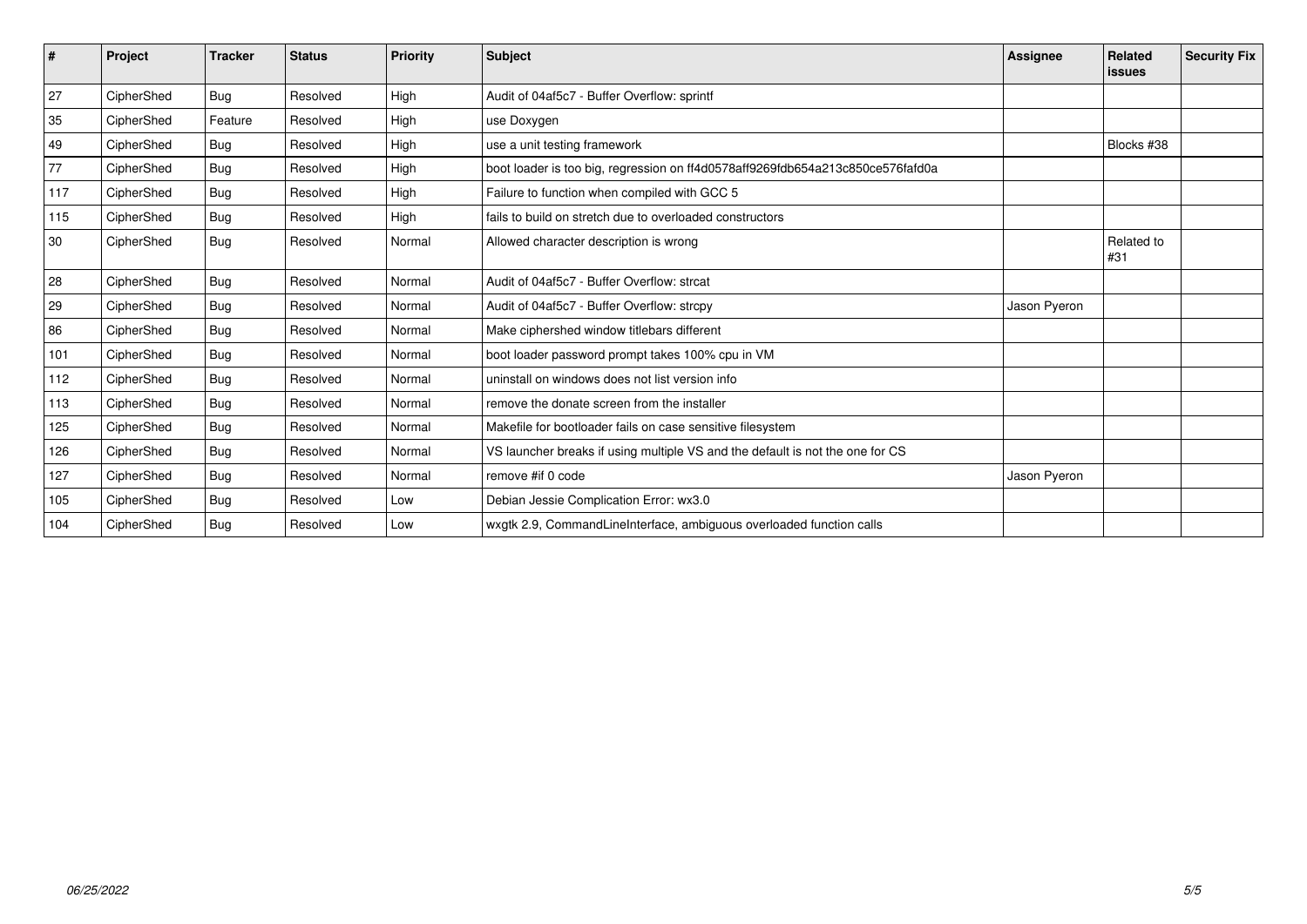| # | Project | Tracker | Status | Priority | Subject | Assignee | Related issues | Security Fix |
|---|---|---|---|---|---|---|---|---|
| 27 | CipherShed | Bug | Resolved | High | Audit of 04af5c7 - Buffer Overflow: sprintf | | | |
| 35 | CipherShed | Feature | Resolved | High | use Doxygen | | | |
| 49 | CipherShed | Bug | Resolved | High | use a unit testing framework | | Blocks #38 | |
| 77 | CipherShed | Bug | Resolved | High | boot loader is too big, regression on ff4d0578aff9269fdb654a213c850ce576fafd0a | | | |
| 117 | CipherShed | Bug | Resolved | High | Failure to function when compiled with GCC 5 | | | |
| 115 | CipherShed | Bug | Resolved | High | fails to build on stretch due to overloaded constructors | | | |
| 30 | CipherShed | Bug | Resolved | Normal | Allowed character description is wrong | | Related to #31 | |
| 28 | CipherShed | Bug | Resolved | Normal | Audit of 04af5c7 - Buffer Overflow: strcat | | | |
| 29 | CipherShed | Bug | Resolved | Normal | Audit of 04af5c7 - Buffer Overflow: strcpy | Jason Pyeron | | |
| 86 | CipherShed | Bug | Resolved | Normal | Make ciphershed window titlebars different | | | |
| 101 | CipherShed | Bug | Resolved | Normal | boot loader password prompt takes 100% cpu in VM | | | |
| 112 | CipherShed | Bug | Resolved | Normal | uninstall on windows does not list version info | | | |
| 113 | CipherShed | Bug | Resolved | Normal | remove the donate screen from the installer | | | |
| 125 | CipherShed | Bug | Resolved | Normal | Makefile for bootloader fails on case sensitive filesystem | | | |
| 126 | CipherShed | Bug | Resolved | Normal | VS launcher breaks if using multiple VS and the default is not the one for CS | | | |
| 127 | CipherShed | Bug | Resolved | Normal | remove #if 0 code | Jason Pyeron | | |
| 105 | CipherShed | Bug | Resolved | Low | Debian Jessie Complication Error: wx3.0 | | | |
| 104 | CipherShed | Bug | Resolved | Low | wxgtk 2.9, CommandLineInterface, ambiguous overloaded function calls | | | |

*06/25/2022*